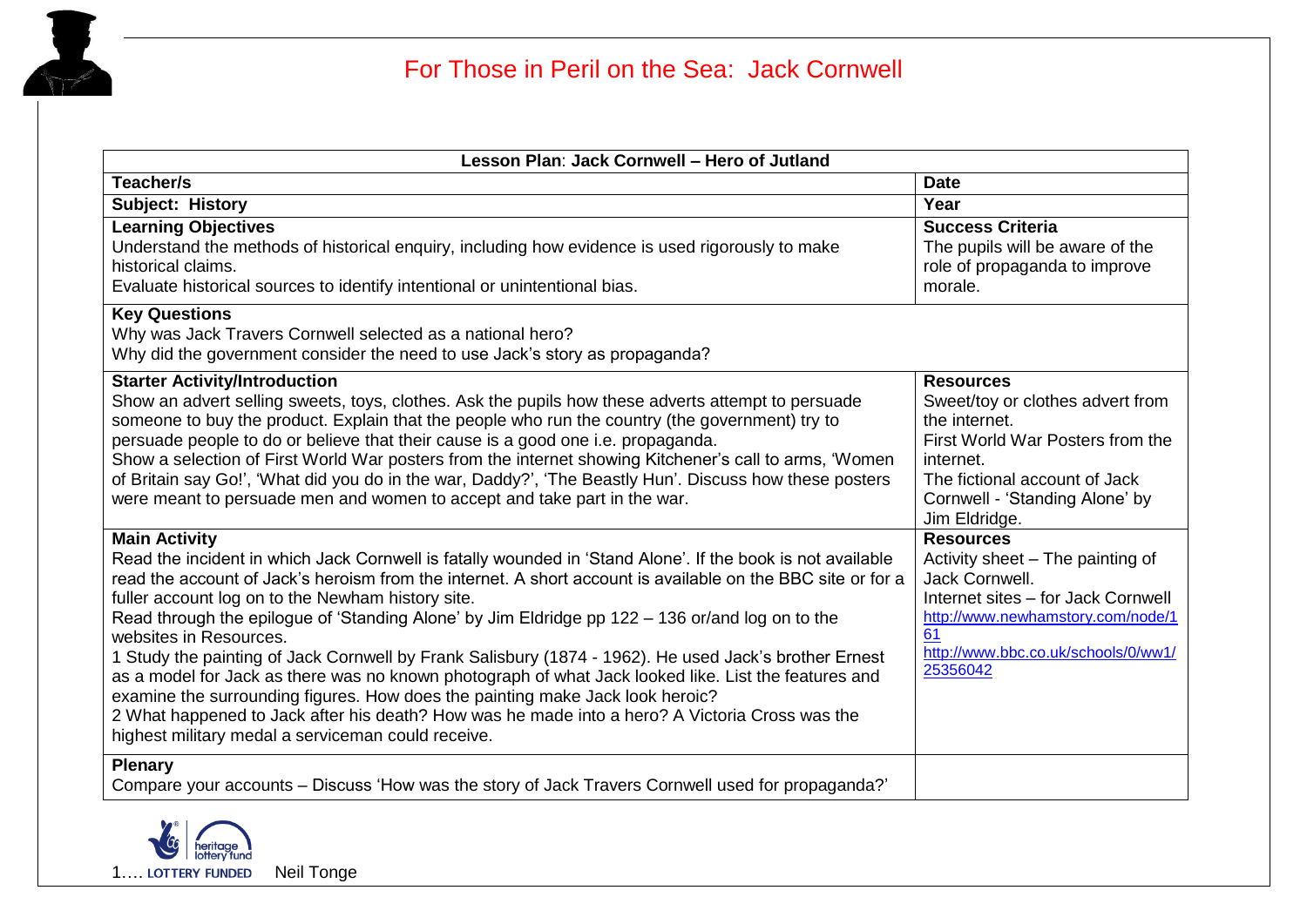# For Those in Peril on the Sea: Jack Cornwell

| **Lesson Plan**: **Jack Cornwell – Hero of Jutland** | |
|---|---|
| **Teacher/s** | **Date** |
| **Subject: History** | **Year** |
| **Learning Objectives**<br>Understand the methods of historical enquiry, including how evidence is used rigorously to make historical claims.<br>Evaluate historical sources to identify intentional or unintentional bias. | **Success Criteria**<br>The pupils will be aware of the role of propaganda to improve morale. |
| **Key Questions**<br>Why was Jack Travers Cornwell selected as a national hero?<br>Why did the government consider the need to use Jack's story as propaganda? | |
| **Starter Activity/Introduction**<br>Show an advert selling sweets, toys, clothes. Ask the pupils how these adverts attempt to persuade someone to buy the product. Explain that the people who run the country (the government) try to persuade people to do or believe that their cause is a good one i.e. propaganda.<br>Show a selection of First World War posters from the internet showing Kitchener's call to arms, 'Women of Britain say Go!', 'What did you do in the war, Daddy?', 'The Beastly Hun'. Discuss how these posters were meant to persuade men and women to accept and take part in the war. | **Resources**<br>Sweet/toy or clothes advert from the internet.<br>First World War Posters from the internet.<br>The fictional account of Jack Cornwell - 'Standing Alone' by Jim Eldridge. |
| **Main Activity**<br>Read the incident in which Jack Cornwell is fatally wounded in 'Stand Alone'. If the book is not available read the account of Jack's heroism from the internet. A short account is available on the BBC site or for a fuller account log on to the Newham history site.<br>Read through the epilogue of 'Standing Alone' by Jim Eldridge pp 122 – 136 or/and log on to the websites in Resources.<br>1 Study the painting of Jack Cornwell by Frank Salisbury (1874 - 1962). He used Jack's brother Ernest as a model for Jack as there was no known photograph of what Jack looked like. List the features and examine the surrounding figures. How does the painting make Jack look heroic?<br>2 What happened to Jack after his death? How was he made into a hero? A Victoria Cross was the highest military medal a serviceman could receive. | **Resources**<br>Activity sheet – The painting of Jack Cornwell.<br>Internet sites – for Jack Cornwell<br>http://www.newhamstory.com/node/161<br>http://www.bbc.co.uk/schools/0/ww1/25356042 |
| **Plenary**<br>Compare your accounts – Discuss 'How was the story of Jack Travers Cornwell used for propaganda?' | |

LOTTERY FUNDED Neil Tonge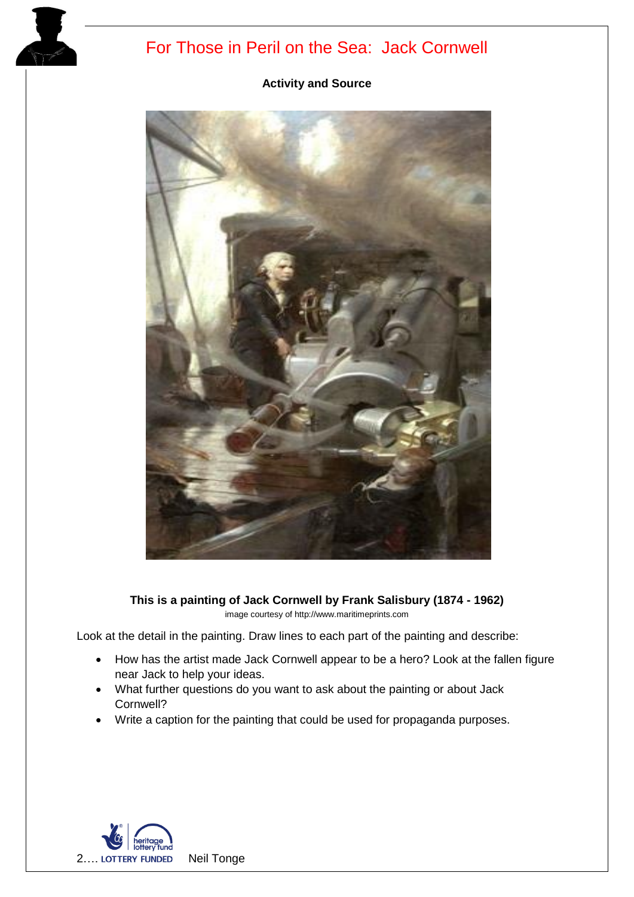# For Those in Peril on the Sea: Jack Cornwell

**Activity and Source**

**This is a painting of Jack Cornwell by Frank Salisbury (1874 - 1962)**

image courtesy of http://www.maritimeprints.com

Look at the detail in the painting. Draw lines to each part of the painting and describe:

- How has the artist made Jack Cornwell appear to be a hero? Look at the fallen figure near Jack to help your ideas.
- What further questions do you want to ask about the painting or about Jack Cornwell?
- Write a caption for the painting that could be used for propaganda purposes.

LOTTERY FUNDED Neil Tonge